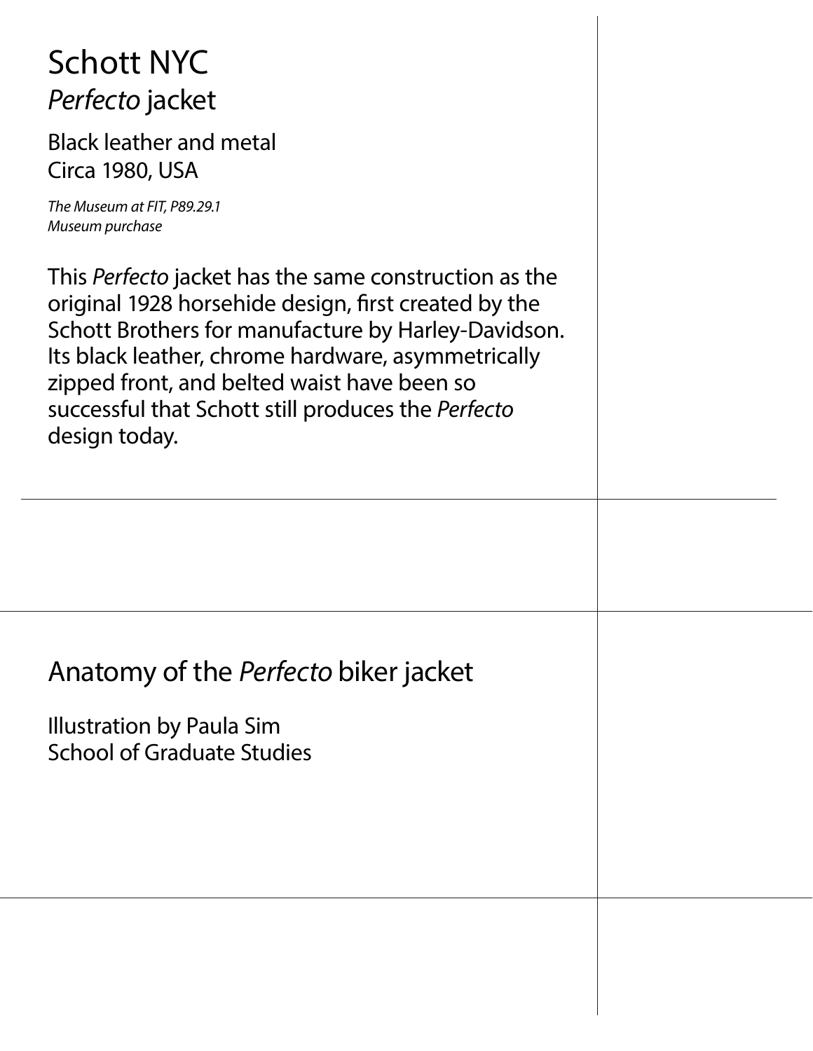# Schott NYC
## *Perfecto* jacket

Black leather and metal
Circa 1980, USA

*The Museum at FIT, P89.29.1*
*Museum purchase*

This *Perfecto* jacket has the same construction as the original 1928 horsehide design, first created by the Schott Brothers for manufacture by Harley-Davidson. Its black leather, chrome hardware, asymmetrically zipped front, and belted waist have been so successful that Schott still produces the *Perfecto* design today.

## Anatomy of the *Perfecto* biker jacket

Illustration by Paula Sim
School of Graduate Studies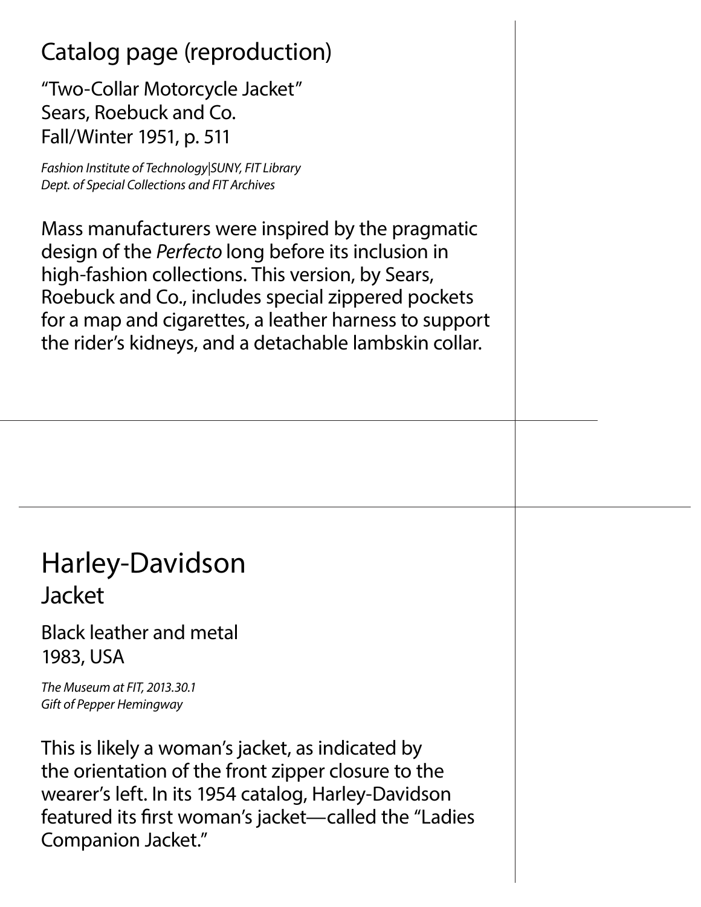## Catalog page (reproduction)

"Two-Collar Motorcycle Jacket"
Sears, Roebuck and Co.
Fall/Winter 1951, p. 511

*Fashion Institute of Technology|SUNY, FIT Library*
*Dept. of Special Collections and FIT Archives*

Mass manufacturers were inspired by the pragmatic design of the *Perfecto* long before its inclusion in high-fashion collections. This version, by Sears, Roebuck and Co., includes special zippered pockets for a map and cigarettes, a leather harness to support the rider's kidneys, and a detachable lambskin collar.

---

## Harley-Davidson

### Jacket

Black leather and metal
1983, USA

*The Museum at FIT, 2013.30.1*
*Gift of Pepper Hemingway*

This is likely a woman's jacket, as indicated by the orientation of the front zipper closure to the wearer's left. In its 1954 catalog, Harley-Davidson featured its first woman's jacket—called the "Ladies Companion Jacket."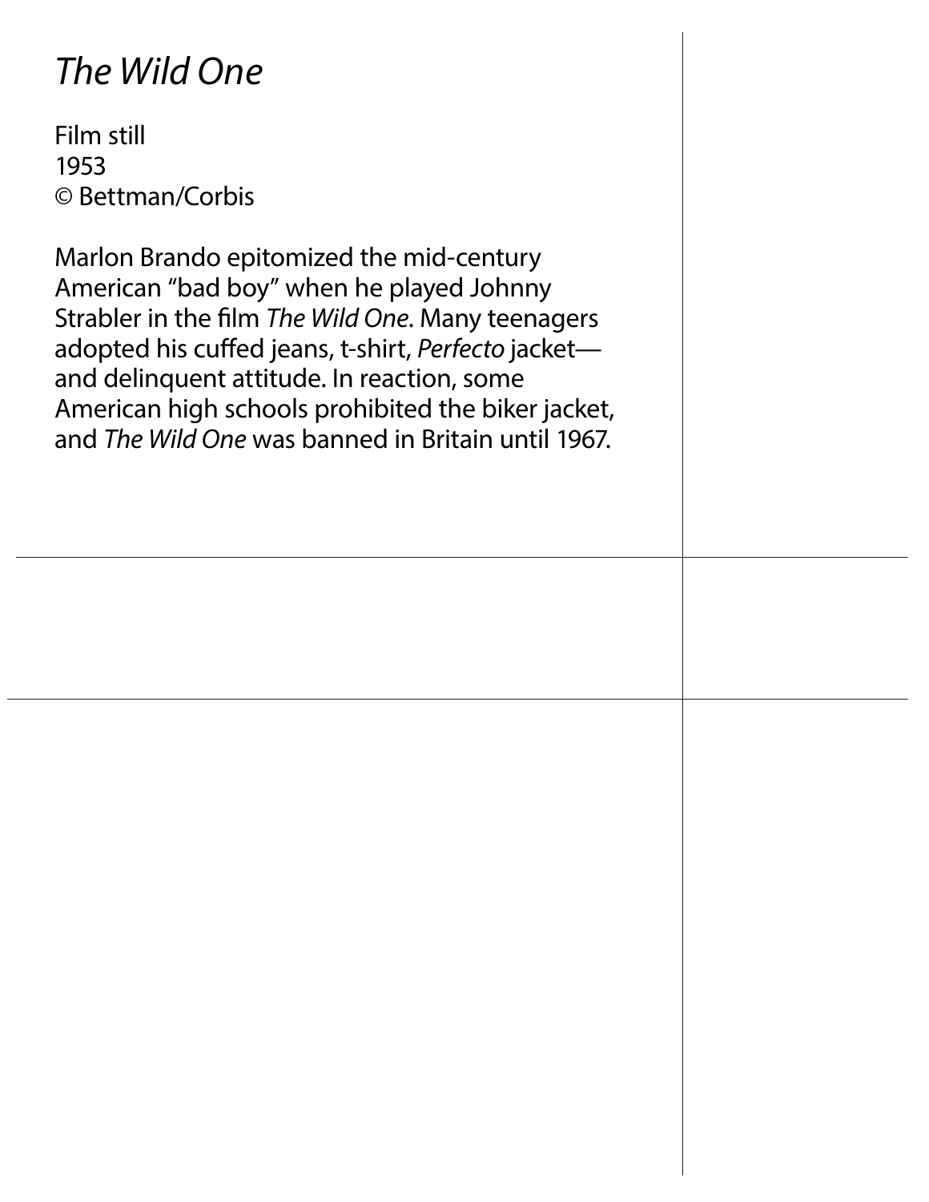# *The Wild One*

Film still
1953
© Bettman/Corbis

Marlon Brando epitomized the mid-century American "bad boy" when he played Johnny Strabler in the film *The Wild One*. Many teenagers adopted his cuffed jeans, t-shirt, *Perfecto* jacket—and delinquent attitude. In reaction, some American high schools prohibited the biker jacket, and *The Wild One* was banned in Britain until 1967.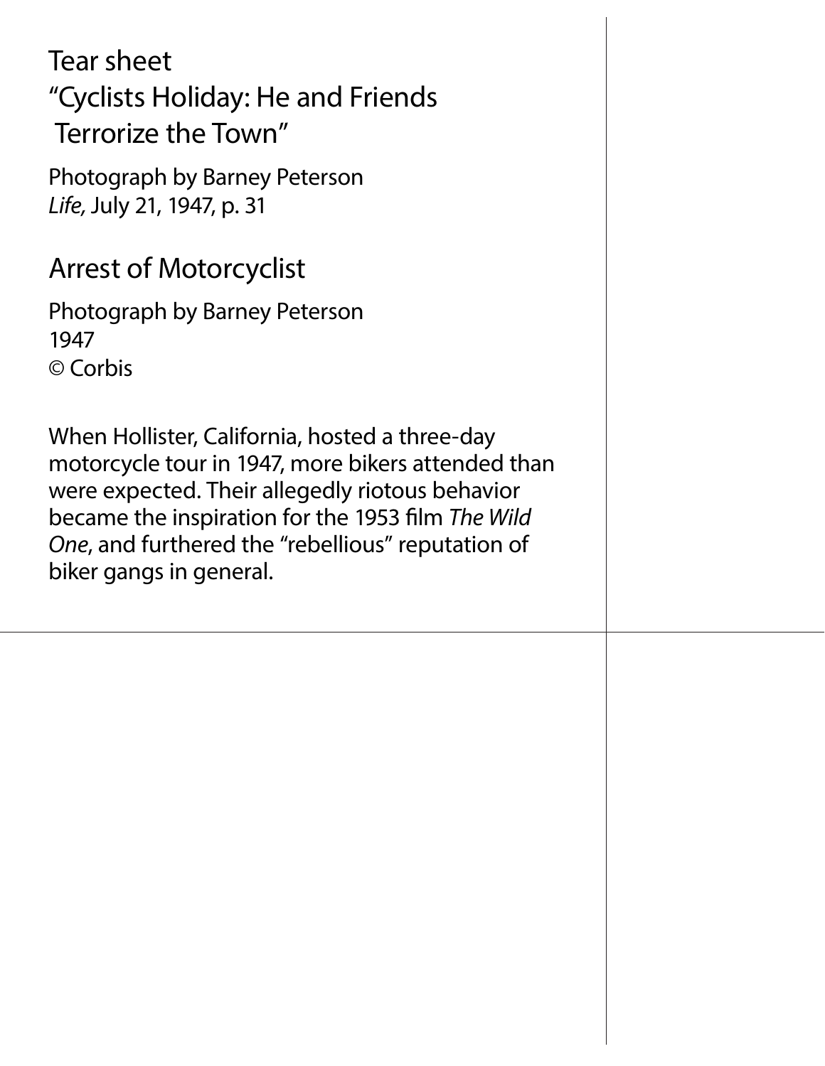## Tear sheet
## “Cyclists Holiday: He and Friends Terrorize the Town”

Photograph by Barney Peterson
*Life,* July 21, 1947, p. 31

## Arrest of Motorcyclist

Photograph by Barney Peterson
1947
© Corbis

When Hollister, California, hosted a three-day motorcycle tour in 1947, more bikers attended than were expected. Their allegedly riotous behavior became the inspiration for the 1953 film *The Wild One*, and furthered the “rebellious” reputation of biker gangs in general.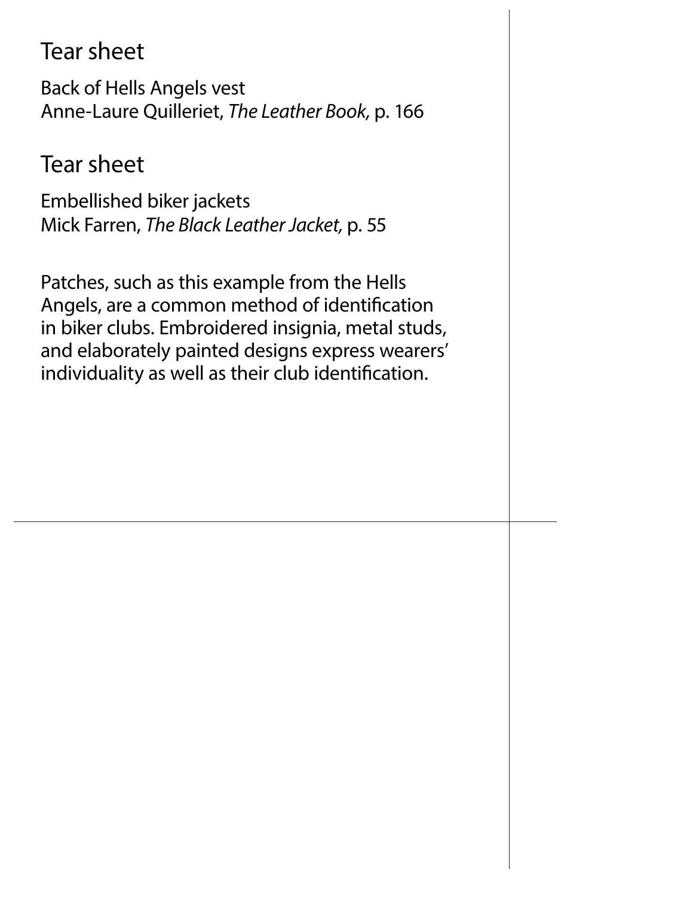## Tear sheet

Back of Hells Angels vest
Anne-Laure Quilleriet, *The Leather Book,* p. 166

## Tear sheet

Embellished biker jackets
Mick Farren, *The Black Leather Jacket,* p. 55

Patches, such as this example from the Hells Angels, are a common method of identification in biker clubs. Embroidered insignia, metal studs, and elaborately painted designs express wearers' individuality as well as their club identification.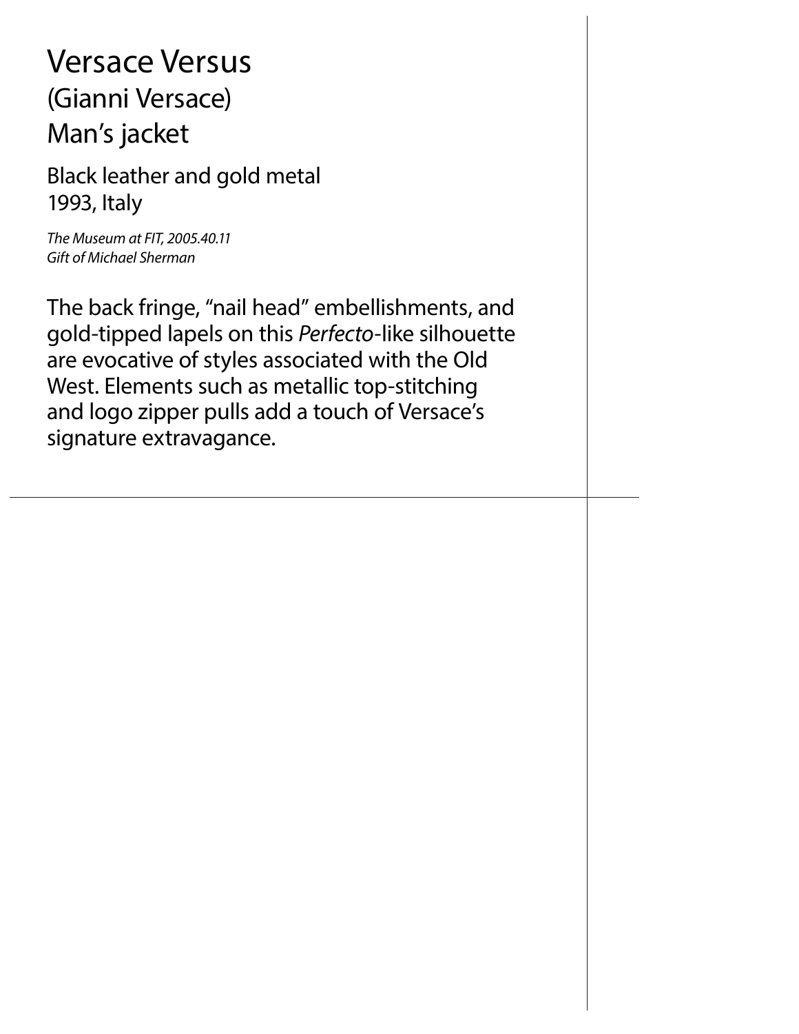# Versace Versus

## (Gianni Versace)

## Man's jacket

Black leather and gold metal
1993, Italy

*The Museum at FIT, 2005.40.11*
*Gift of Michael Sherman*

The back fringe, "nail head" embellishments, and gold-tipped lapels on this *Perfecto*-like silhouette are evocative of styles associated with the Old West. Elements such as metallic top-stitching and logo zipper pulls add a touch of Versace's signature extravagance.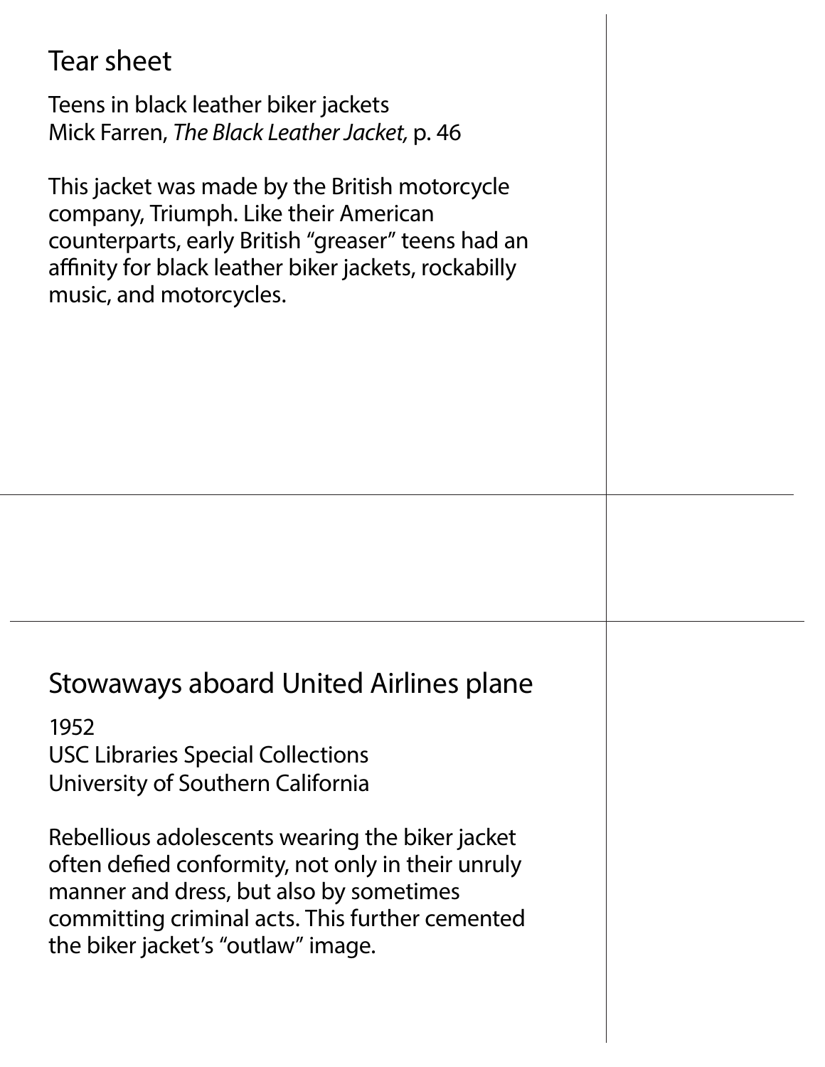## Tear sheet

Teens in black leather biker jackets
Mick Farren, *The Black Leather Jacket,* p. 46

This jacket was made by the British motorcycle company, Triumph. Like their American counterparts, early British “greaser” teens had an affinity for black leather biker jackets, rockabilly music, and motorcycles.

## Stowaways aboard United Airlines plane

1952
USC Libraries Special Collections
University of Southern California

Rebellious adolescents wearing the biker jacket often defied conformity, not only in their unruly manner and dress, but also by sometimes committing criminal acts. This further cemented the biker jacket’s “outlaw” image.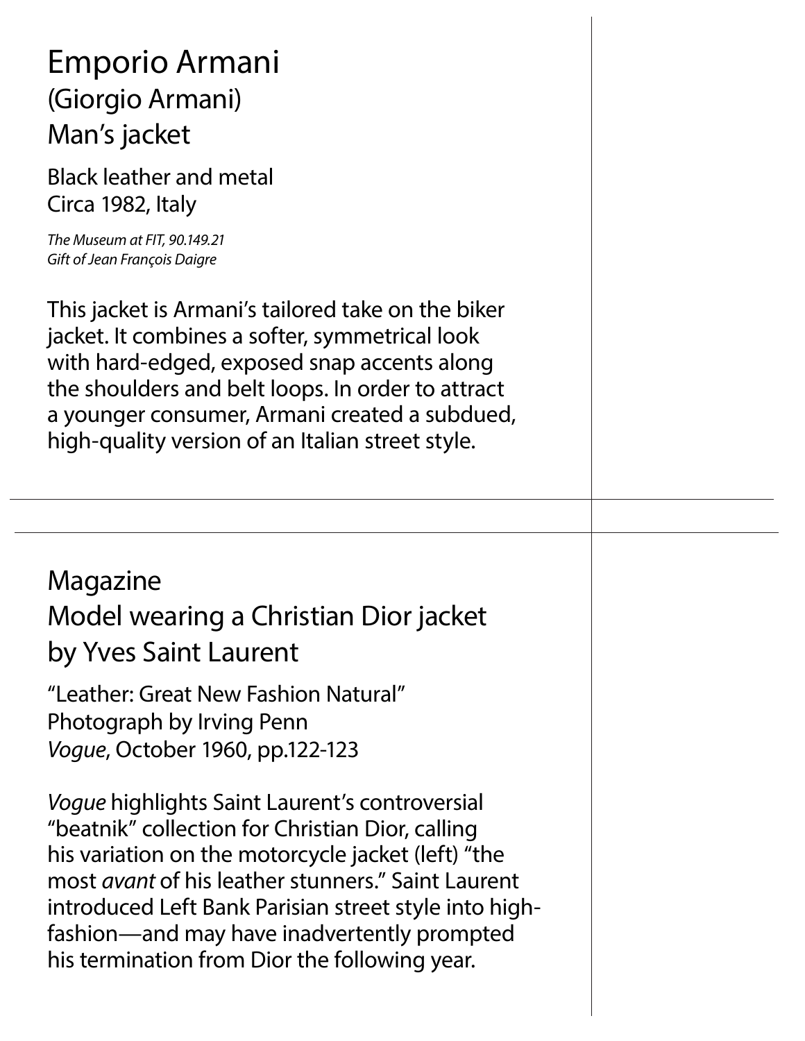# Emporio Armani

## (Giorgio Armani)

## Man's jacket

Black leather and metal
Circa 1982, Italy

*The Museum at FIT, 90.149.21*
*Gift of Jean François Daigre*

This jacket is Armani's tailored take on the biker jacket. It combines a softer, symmetrical look with hard-edged, exposed snap accents along the shoulders and belt loops. In order to attract a younger consumer, Armani created a subdued, high-quality version of an Italian street style.

---

# Magazine

## Model wearing a Christian Dior jacket by Yves Saint Laurent

"Leather: Great New Fashion Natural"
Photograph by Irving Penn
*Vogue*, October 1960, pp.122-123

*Vogue* highlights Saint Laurent's controversial "beatnik" collection for Christian Dior, calling his variation on the motorcycle jacket (left) "the most *avant* of his leather stunners." Saint Laurent introduced Left Bank Parisian street style into high-fashion—and may have inadvertently prompted his termination from Dior the following year.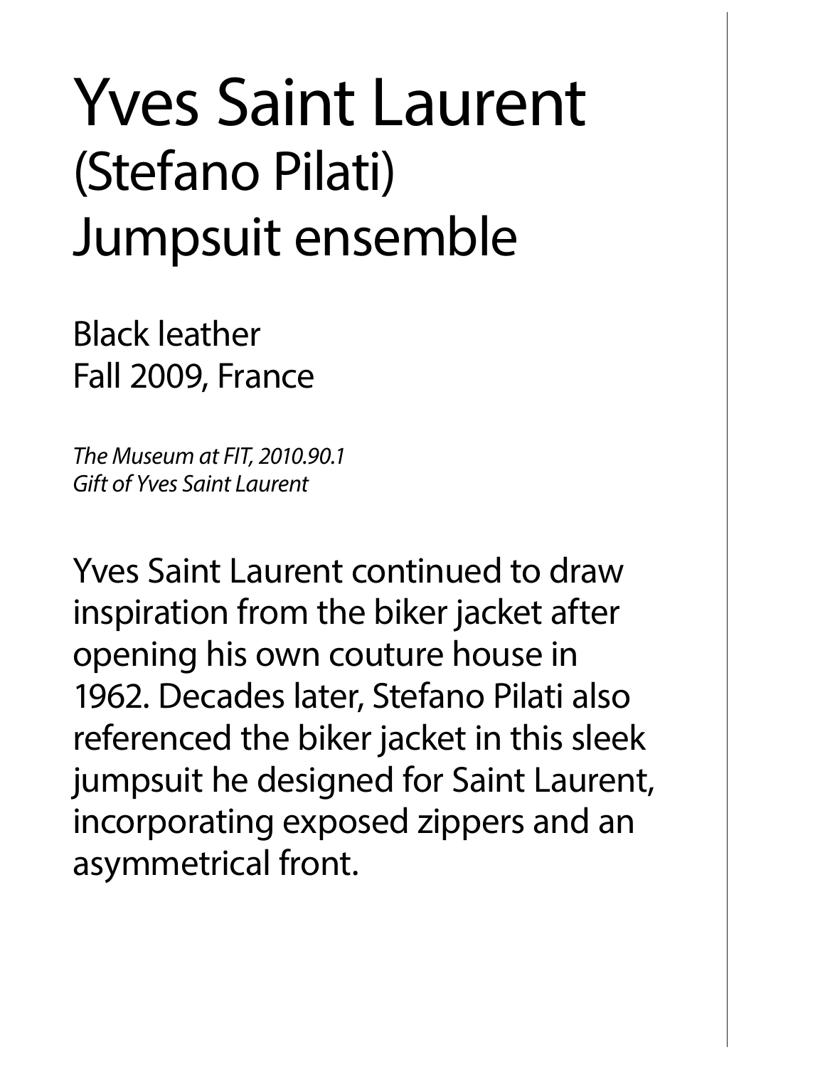# Yves Saint Laurent
## (Stefano Pilati)
## Jumpsuit ensemble

Black leather
Fall 2009, France

*The Museum at FIT, 2010.90.1*
*Gift of Yves Saint Laurent*

Yves Saint Laurent continued to draw inspiration from the biker jacket after opening his own couture house in 1962. Decades later, Stefano Pilati also referenced the biker jacket in this sleek jumpsuit he designed for Saint Laurent, incorporating exposed zippers and an asymmetrical front.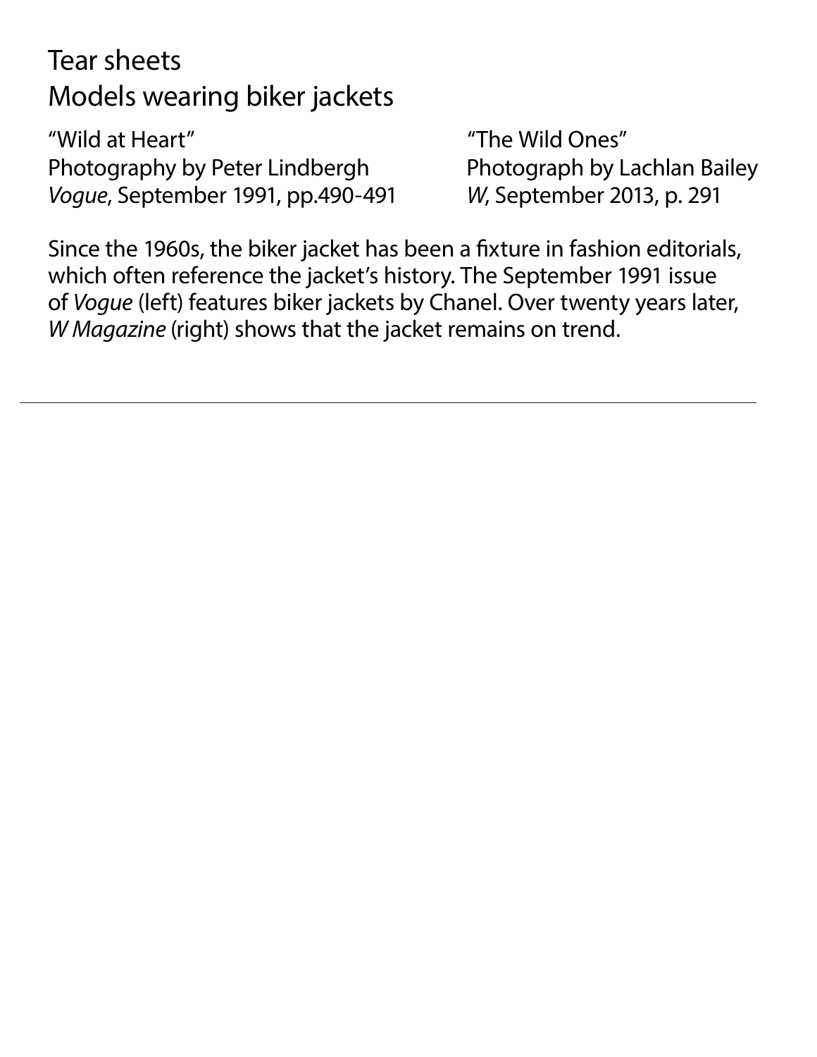# Tear sheets
# Models wearing biker jackets

"Wild at Heart"
Photography by Peter Lindbergh
*Vogue*, September 1991, pp.490-491

"The Wild Ones"
Photograph by Lachlan Bailey
*W*, September 2013, p. 291

Since the 1960s, the biker jacket has been a fixture in fashion editorials, which often reference the jacket's history. The September 1991 issue of *Vogue* (left) features biker jackets by Chanel. Over twenty years later, *W Magazine* (right) shows that the jacket remains on trend.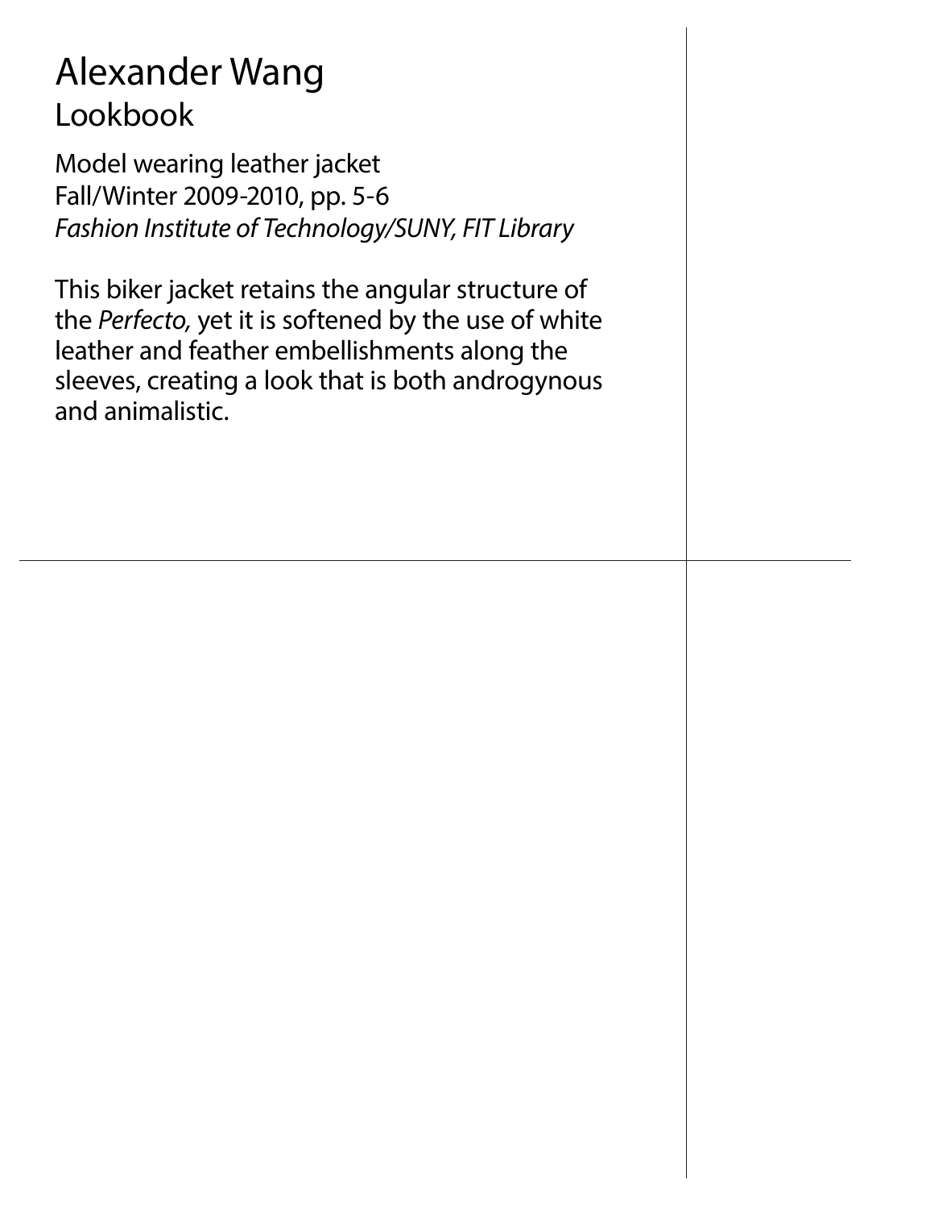# Alexander Wang

## Lookbook

Model wearing leather jacket
Fall/Winter 2009-2010, pp. 5-6
*Fashion Institute of Technology/SUNY, FIT Library*

This biker jacket retains the angular structure of the *Perfecto,* yet it is softened by the use of white leather and feather embellishments along the sleeves, creating a look that is both androgynous and animalistic.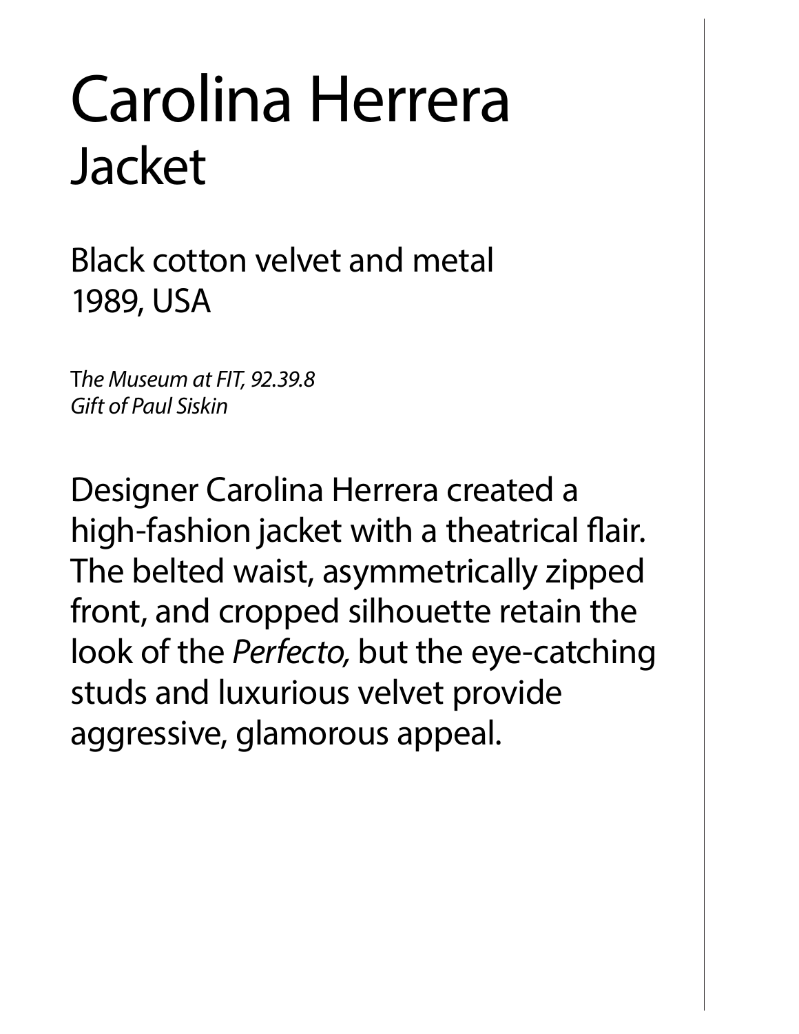# Carolina Herrera
## Jacket

Black cotton velvet and metal
1989, USA

*The Museum at FIT, 92.39.8*
*Gift of Paul Siskin*

Designer Carolina Herrera created a high-fashion jacket with a theatrical flair. The belted waist, asymmetrically zipped front, and cropped silhouette retain the look of the *Perfecto,* but the eye-catching studs and luxurious velvet provide aggressive, glamorous appeal.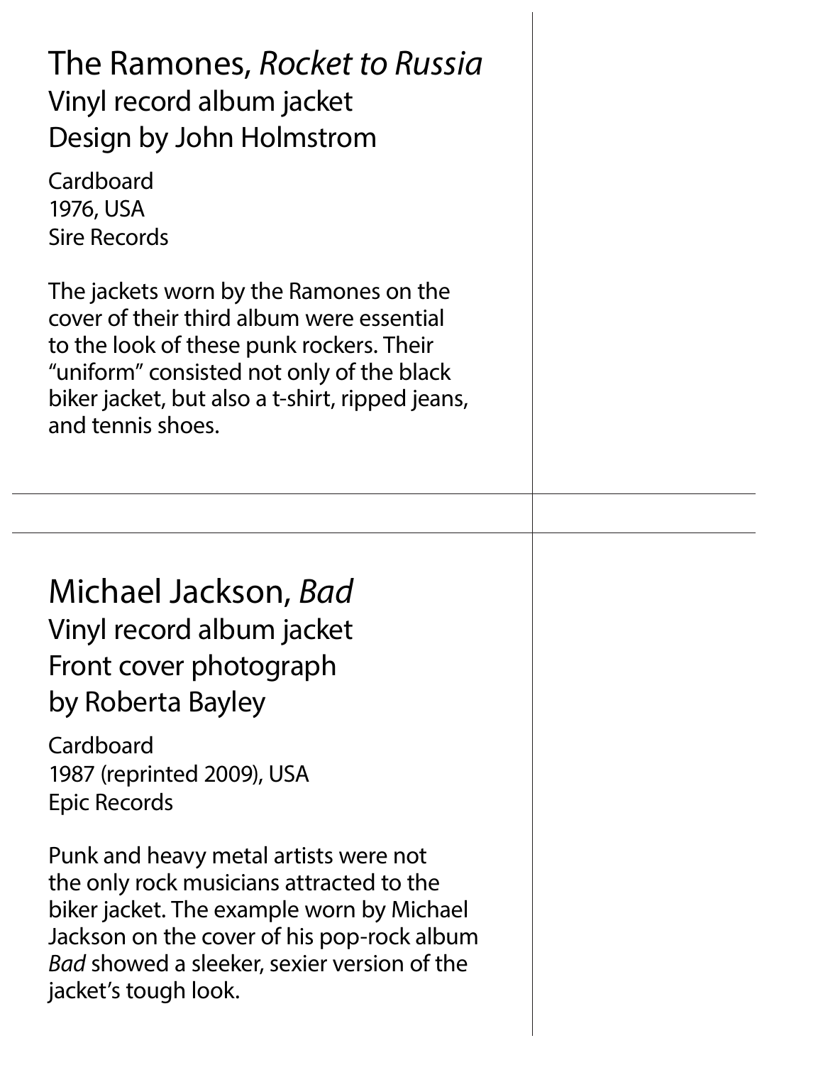## The Ramones, *Rocket to Russia*

Vinyl record album jacket
Design by John Holmstrom

Cardboard
1976, USA
Sire Records

The jackets worn by the Ramones on the cover of their third album were essential to the look of these punk rockers. Their "uniform" consisted not only of the black biker jacket, but also a t-shirt, ripped jeans, and tennis shoes.

## Michael Jackson, *Bad*

Vinyl record album jacket
Front cover photograph
by Roberta Bayley

Cardboard
1987 (reprinted 2009), USA
Epic Records

Punk and heavy metal artists were not the only rock musicians attracted to the biker jacket. The example worn by Michael Jackson on the cover of his pop-rock album *Bad* showed a sleeker, sexier version of the jacket's tough look.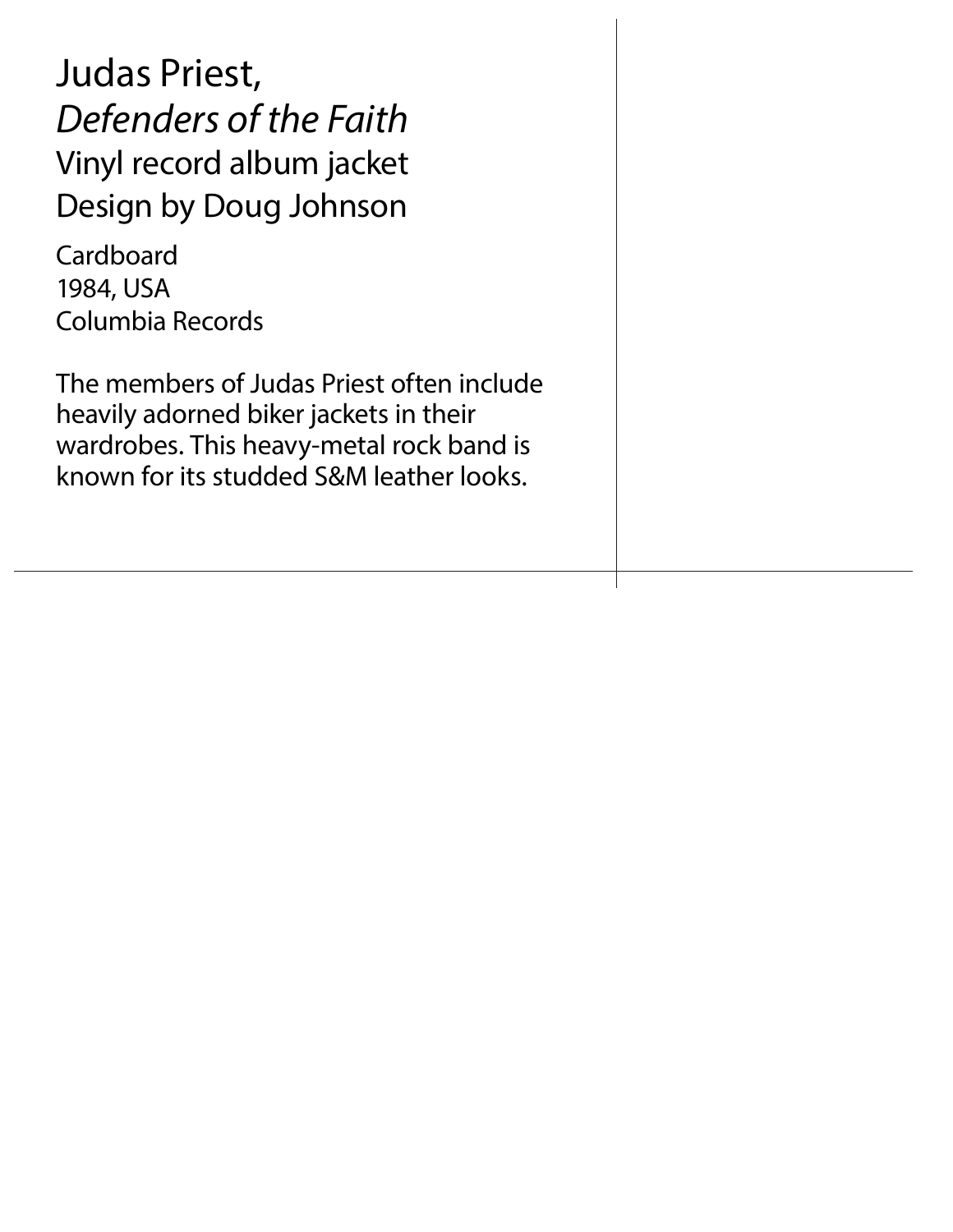Judas Priest,
*Defenders of the Faith*
Vinyl record album jacket
Design by Doug Johnson

Cardboard
1984, USA
Columbia Records

The members of Judas Priest often include heavily adorned biker jackets in their wardrobes. This heavy-metal rock band is known for its studded S&M leather looks.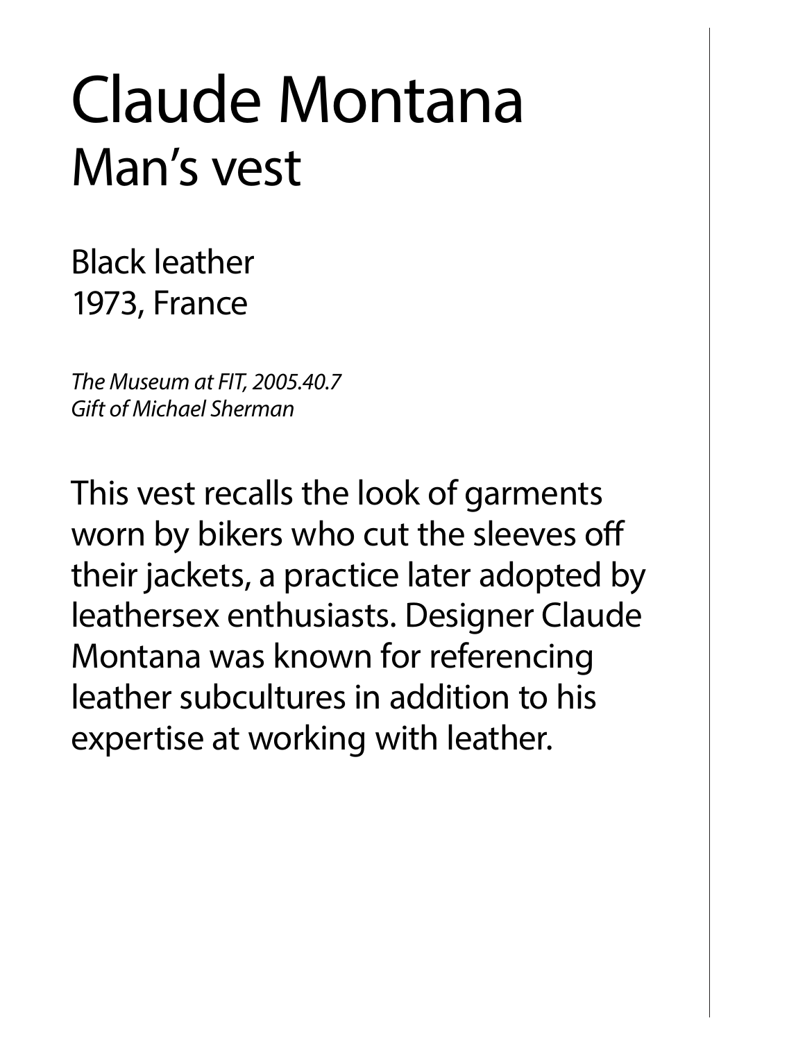# Claude Montana
## Man's vest

Black leather
1973, France

*The Museum at FIT, 2005.40.7*
*Gift of Michael Sherman*

This vest recalls the look of garments worn by bikers who cut the sleeves off their jackets, a practice later adopted by leathersex enthusiasts. Designer Claude Montana was known for referencing leather subcultures in addition to his expertise at working with leather.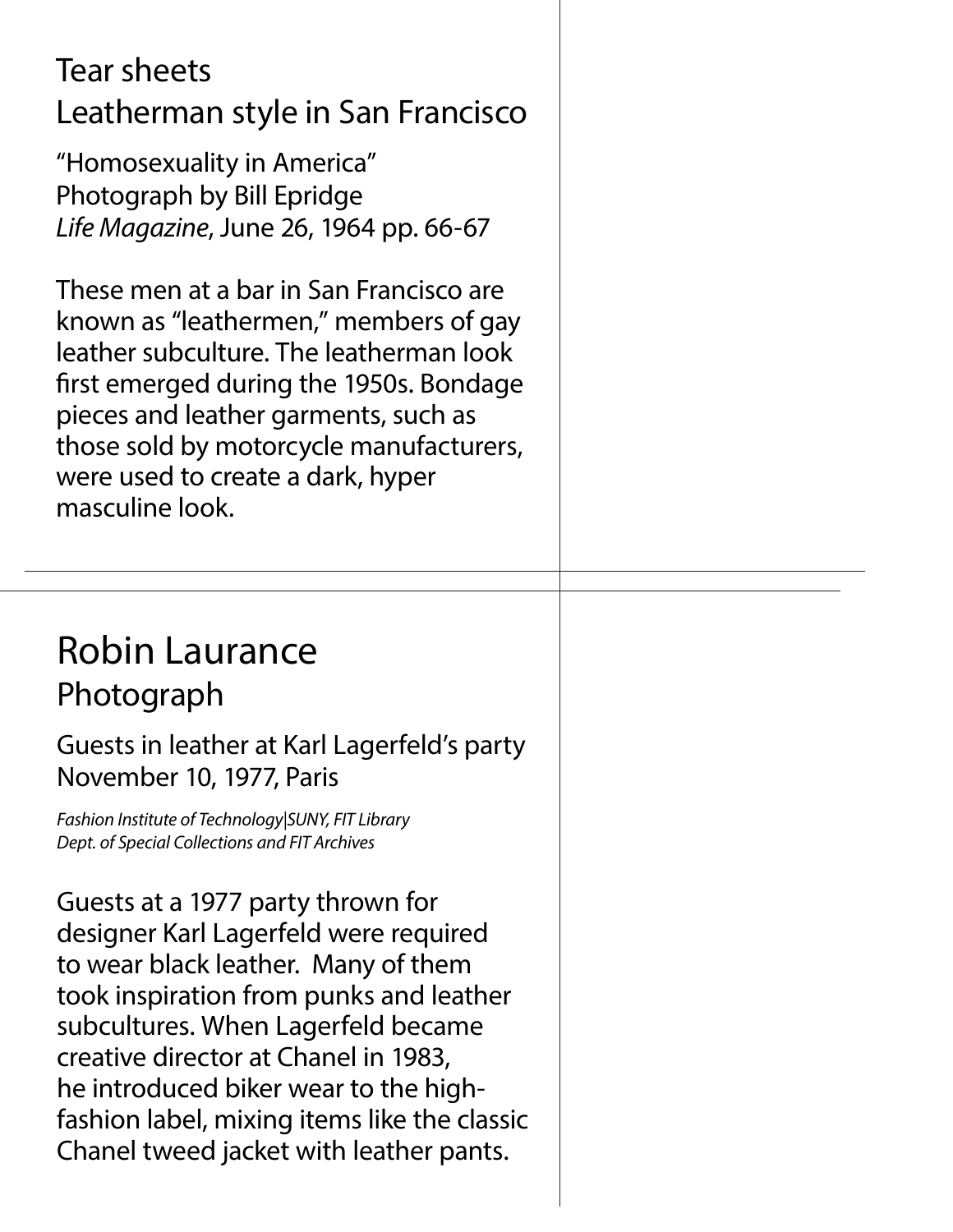# Tear sheets
## Leatherman style in San Francisco

"Homosexuality in America"
Photograph by Bill Epridge
*Life Magazine*, June 26, 1964 pp. 66-67

These men at a bar in San Francisco are known as "leathermen," members of gay leather subculture. The leatherman look first emerged during the 1950s. Bondage pieces and leather garments, such as those sold by motorcycle manufacturers, were used to create a dark, hyper masculine look.

# Robin Laurance
## Photograph

Guests in leather at Karl Lagerfeld's party
November 10, 1977, Paris

*Fashion Institute of Technology|SUNY, FIT Library*
*Dept. of Special Collections and FIT Archives*

Guests at a 1977 party thrown for designer Karl Lagerfeld were required to wear black leather. Many of them took inspiration from punks and leather subcultures. When Lagerfeld became creative director at Chanel in 1983, he introduced biker wear to the high-fashion label, mixing items like the classic Chanel tweed jacket with leather pants.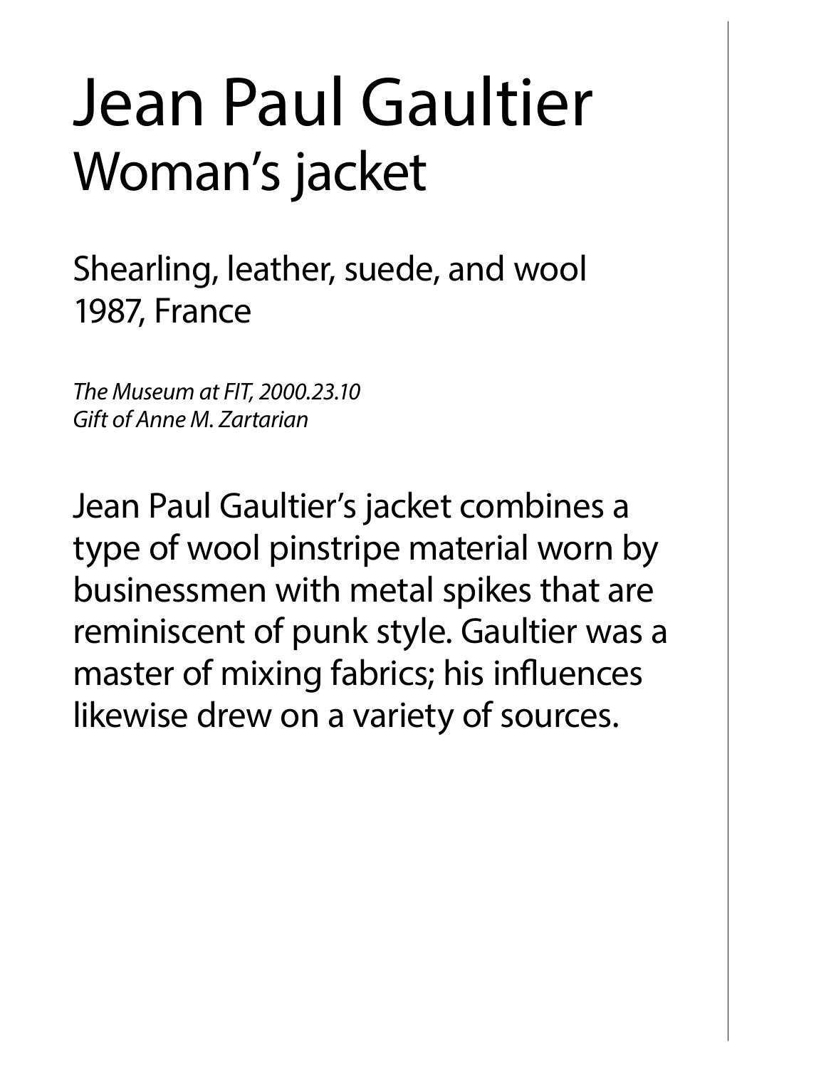# Jean Paul Gaultier

## Woman's jacket

Shearling, leather, suede, and wool
1987, France

*The Museum at FIT, 2000.23.10*
*Gift of Anne M. Zartarian*

Jean Paul Gaultier's jacket combines a type of wool pinstripe material worn by businessmen with metal spikes that are reminiscent of punk style. Gaultier was a master of mixing fabrics; his influences likewise drew on a variety of sources.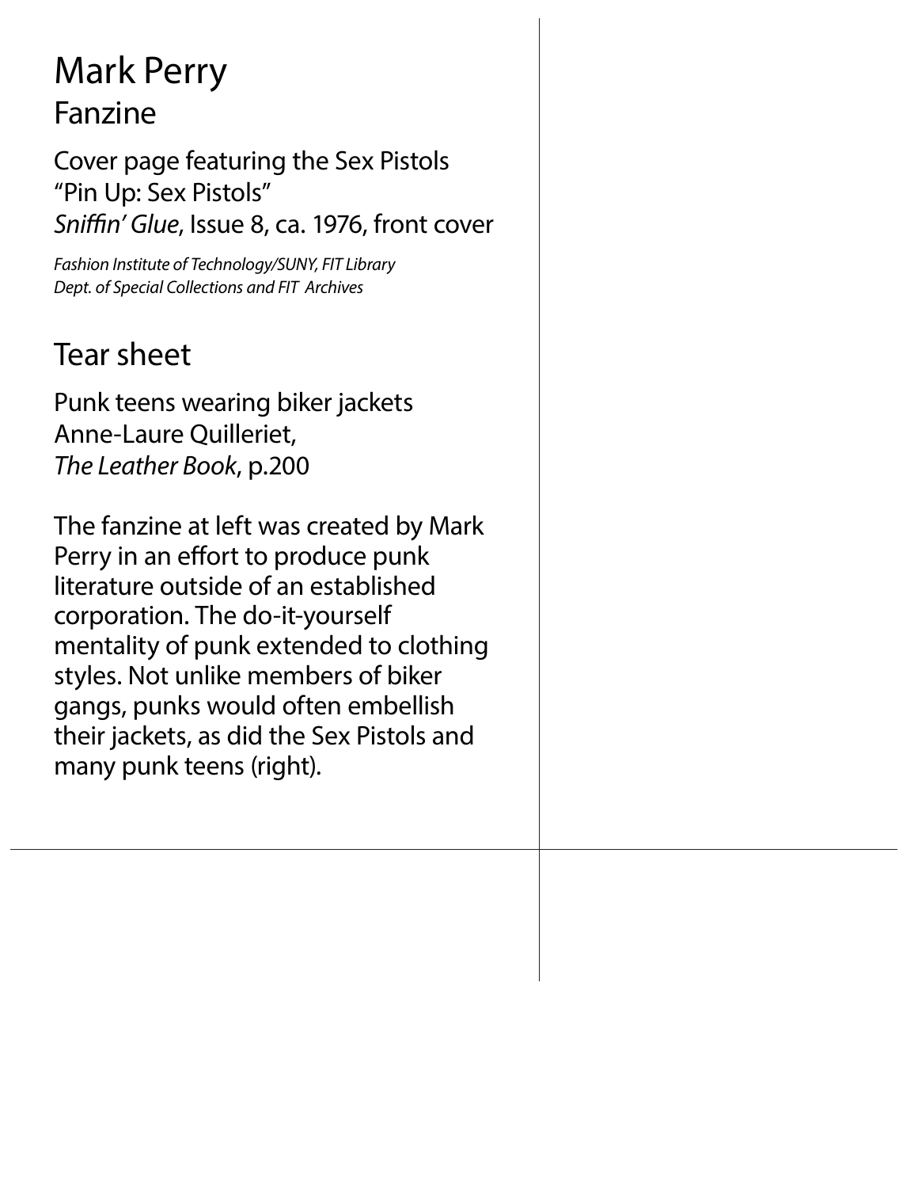# Mark Perry

## Fanzine

Cover page featuring the Sex Pistols
"Pin Up: Sex Pistols"
*Sniffin' Glue*, Issue 8, ca. 1976, front cover

*Fashion Institute of Technology/SUNY, FIT Library Dept. of Special Collections and FIT Archives*

## Tear sheet

Punk teens wearing biker jackets
Anne-Laure Quilleriet,
*The Leather Book*, p.200

The fanzine at left was created by Mark Perry in an effort to produce punk literature outside of an established corporation. The do-it-yourself mentality of punk extended to clothing styles. Not unlike members of biker gangs, punks would often embellish their jackets, as did the Sex Pistols and many punk teens (right).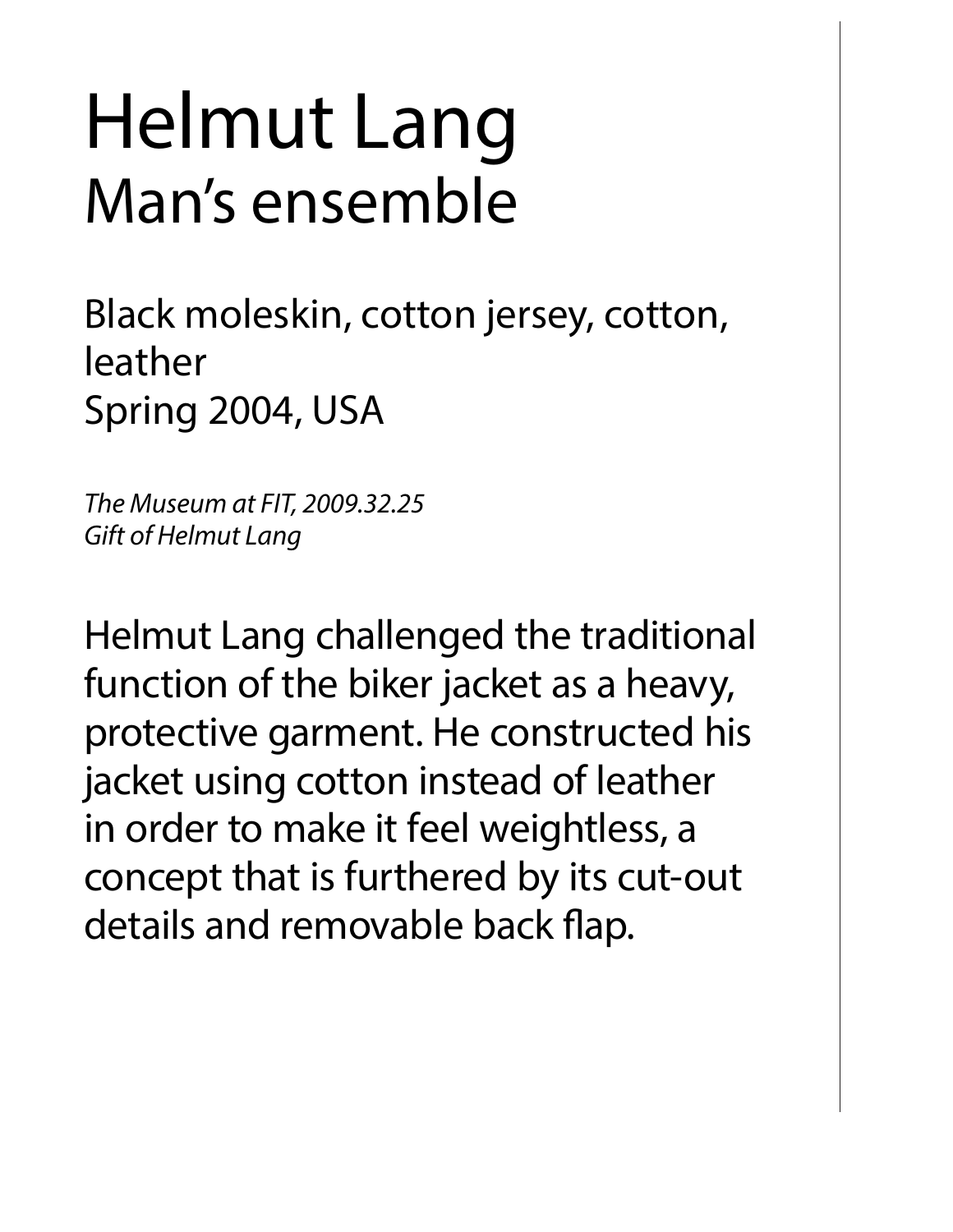# Helmut Lang
## Man's ensemble

Black moleskin, cotton jersey, cotton, leather
Spring 2004, USA

*The Museum at FIT, 2009.32.25*
*Gift of Helmut Lang*

Helmut Lang challenged the traditional function of the biker jacket as a heavy, protective garment. He constructed his jacket using cotton instead of leather in order to make it feel weightless, a concept that is furthered by its cut-out details and removable back flap.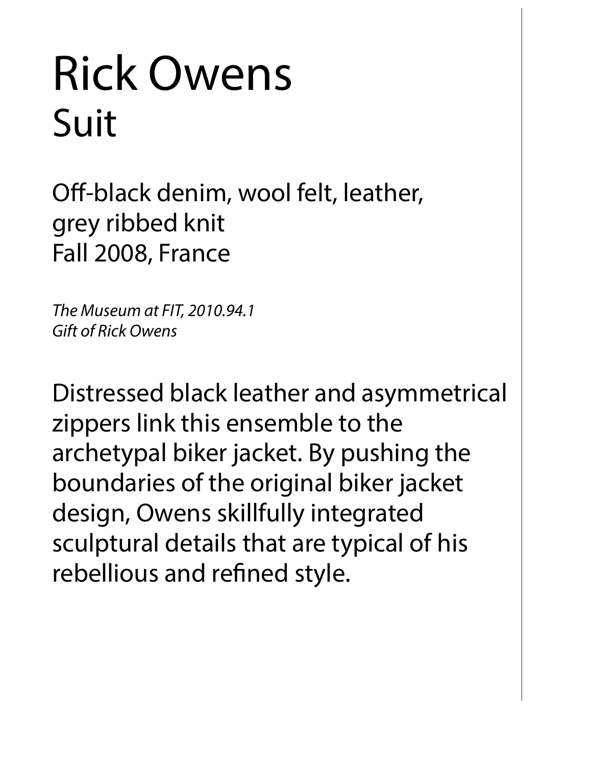# Rick Owens
## Suit

Off-black denim, wool felt, leather, grey ribbed knit
Fall 2008, France

*The Museum at FIT, 2010.94.1*
*Gift of Rick Owens*

Distressed black leather and asymmetrical zippers link this ensemble to the archetypal biker jacket. By pushing the boundaries of the original biker jacket design, Owens skillfully integrated sculptural details that are typical of his rebellious and refined style.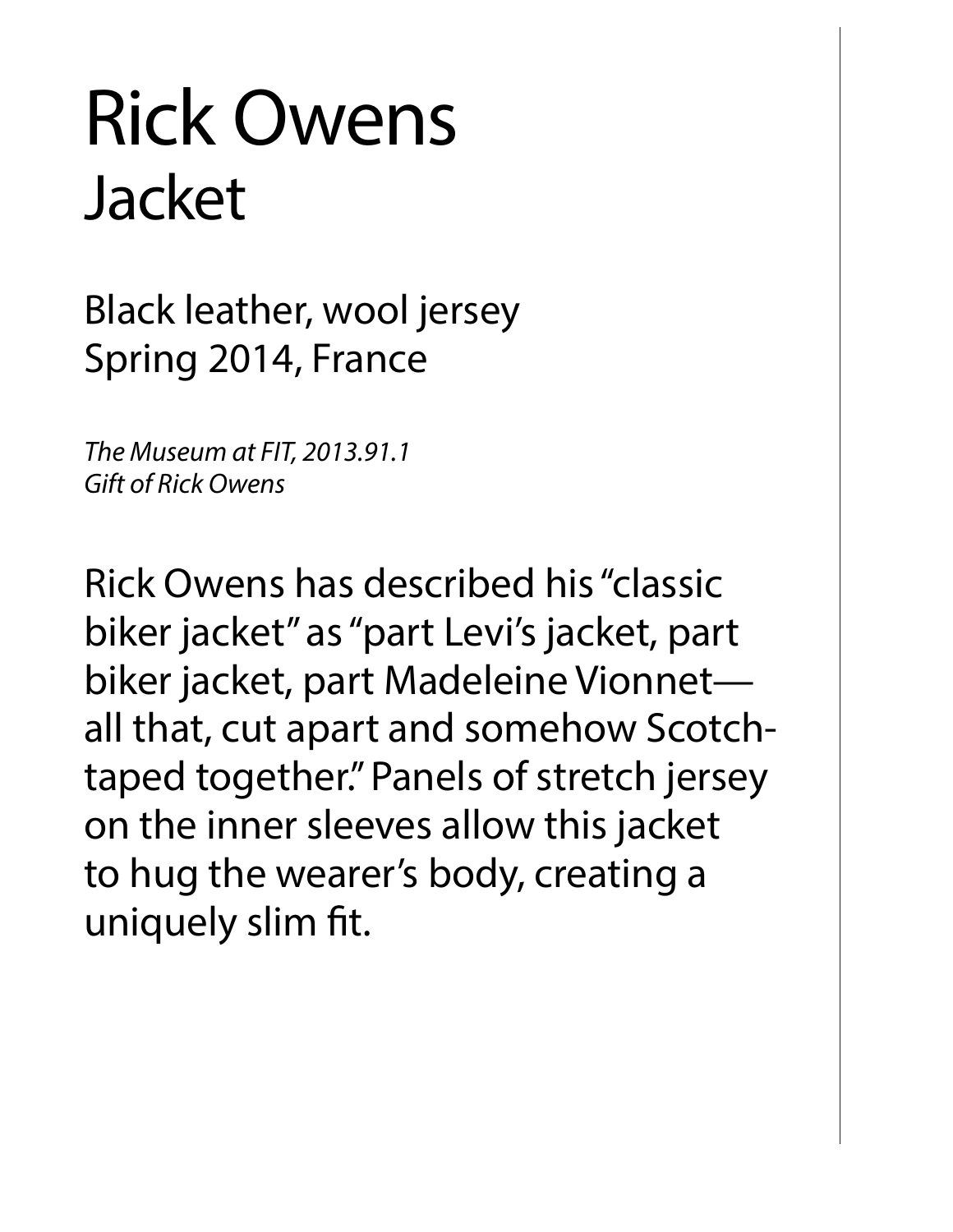# Rick Owens
## Jacket

Black leather, wool jersey
Spring 2014, France

*The Museum at FIT, 2013.91.1*
*Gift of Rick Owens*

Rick Owens has described his "classic biker jacket" as "part Levi's jacket, part biker jacket, part Madeleine Vionnet—all that, cut apart and somehow Scotch-taped together." Panels of stretch jersey on the inner sleeves allow this jacket to hug the wearer's body, creating a uniquely slim fit.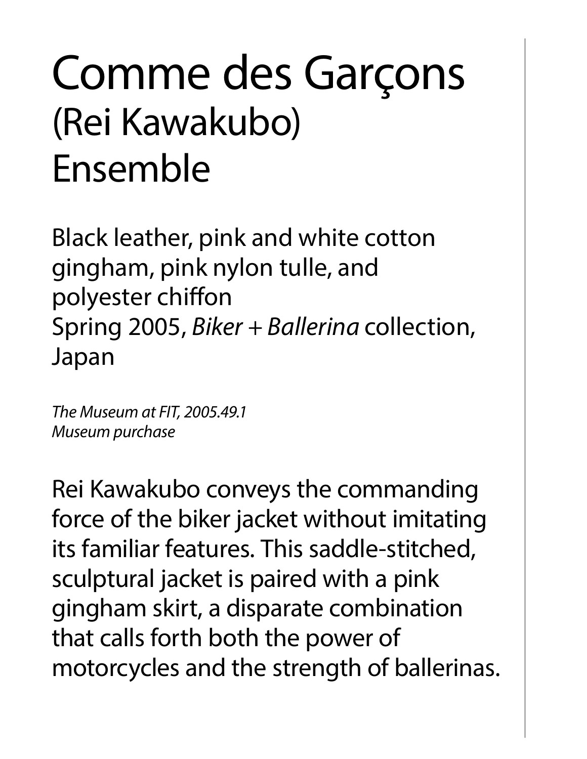# Comme des Garçons (Rei Kawakubo) Ensemble

Black leather, pink and white cotton gingham, pink nylon tulle, and polyester chiffon
Spring 2005, *Biker + Ballerina* collection, Japan

*The Museum at FIT, 2005.49.1*
*Museum purchase*

Rei Kawakubo conveys the commanding force of the biker jacket without imitating its familiar features. This saddle-stitched, sculptural jacket is paired with a pink gingham skirt, a disparate combination that calls forth both the power of motorcycles and the strength of ballerinas.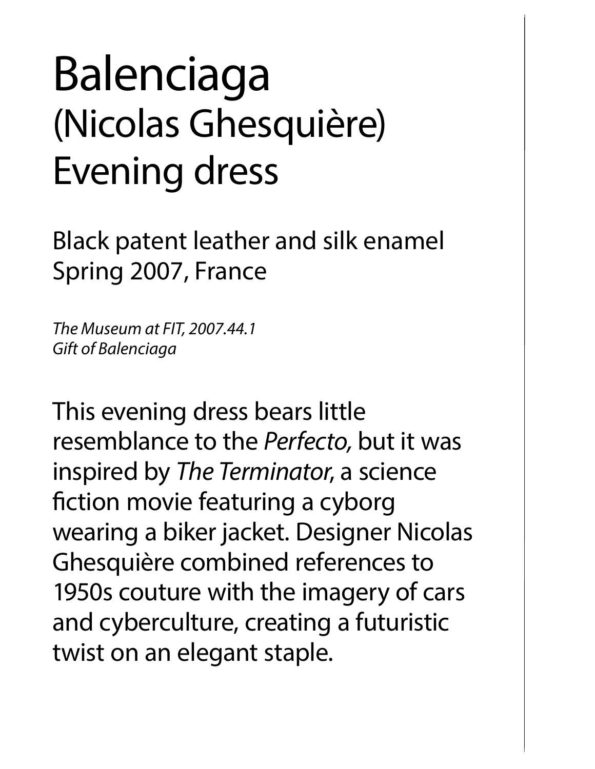# Balenciaga (Nicolas Ghesquière) Evening dress

Black patent leather and silk enamel
Spring 2007, France

*The Museum at FIT, 2007.44.1*
*Gift of Balenciaga*

This evening dress bears little resemblance to the *Perfecto,* but it was inspired by *The Terminator*, a science fiction movie featuring a cyborg wearing a biker jacket. Designer Nicolas Ghesquière combined references to 1950s couture with the imagery of cars and cyberculture, creating a futuristic twist on an elegant staple.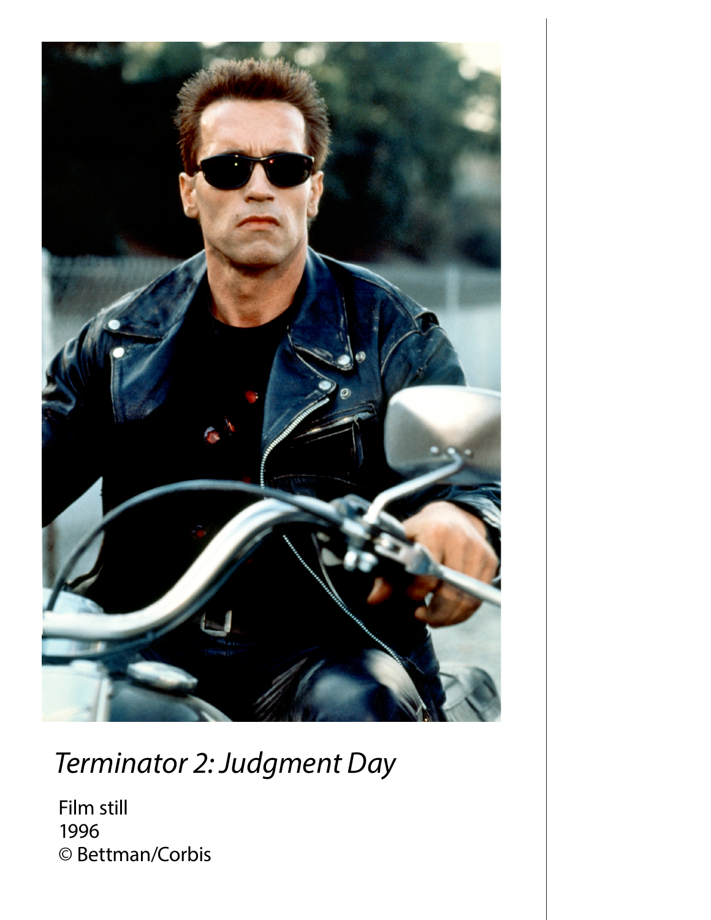*Terminator 2: Judgment Day*

Film still
1996
© Bettman/Corbis